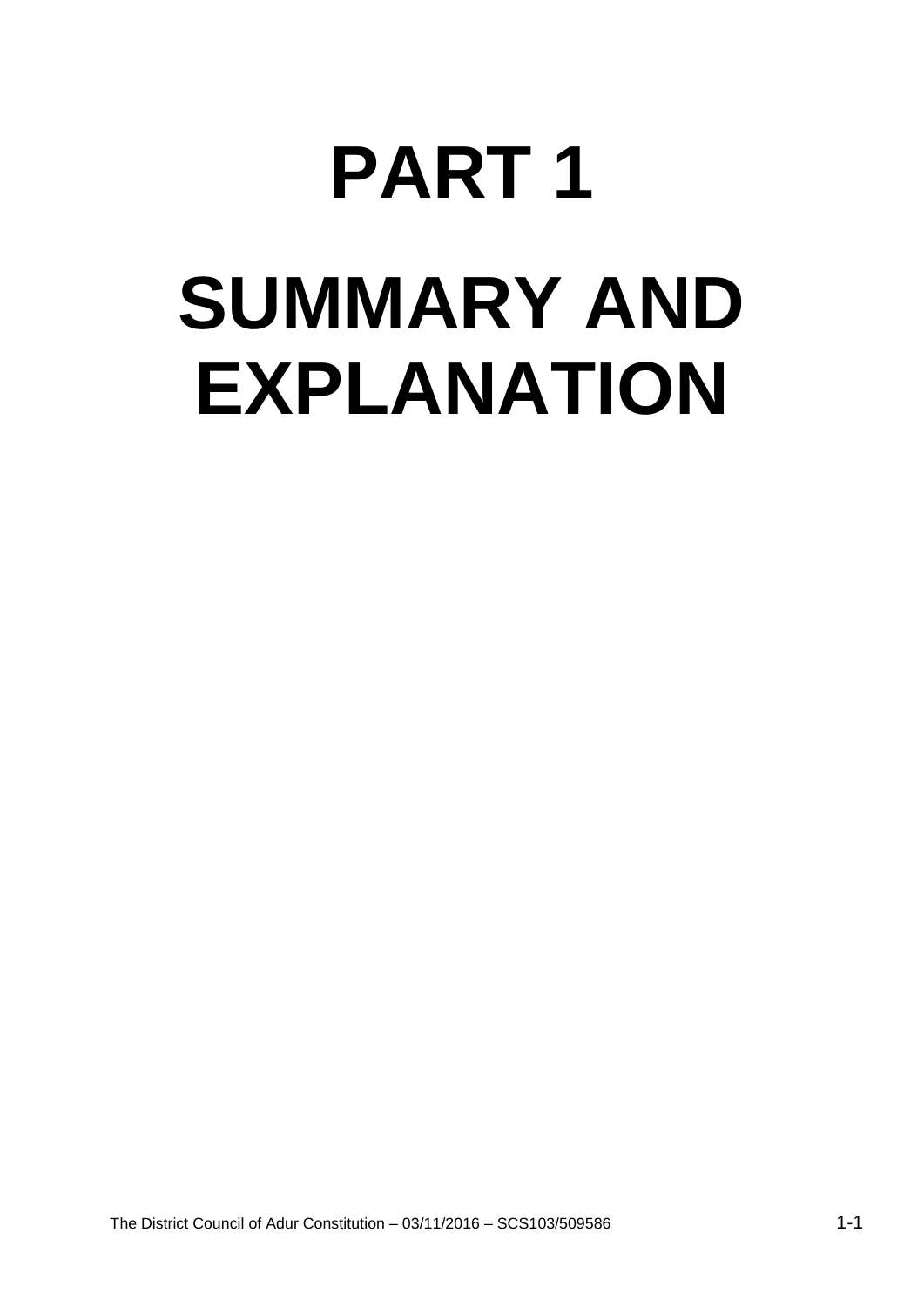# PART 1

# SUMMARY AND EXPLANATION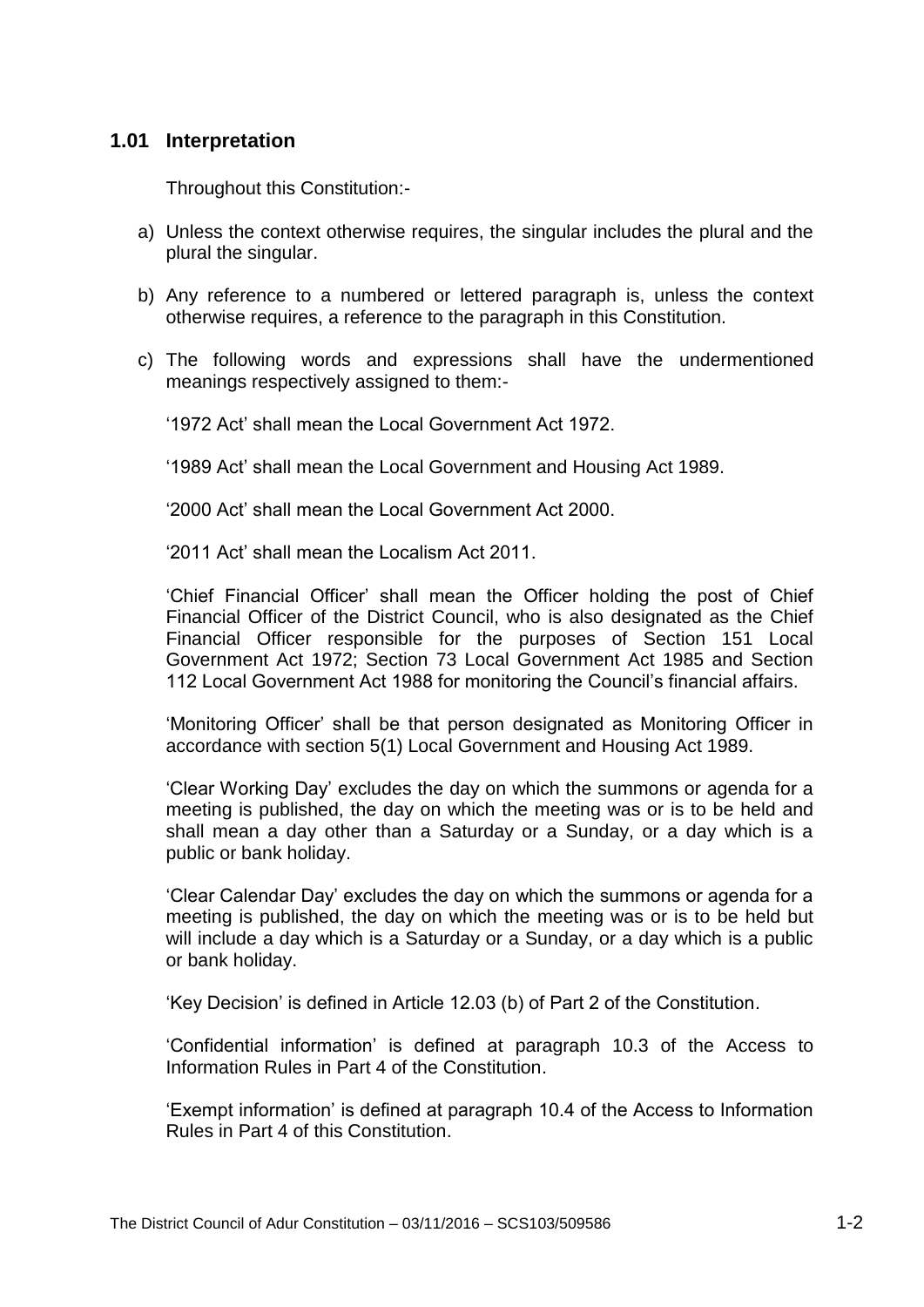## 1.01 Interpretation

Throughout this Constitution:-

a) Unless the context otherwise requires, the singular includes the plural and the plural the singular.

b) Any reference to a numbered or lettered paragraph is, unless the context otherwise requires, a reference to the paragraph in this Constitution.

c) The following words and expressions shall have the undermentioned meanings respectively assigned to them:-

   '1972 Act' shall mean the Local Government Act 1972.

   '1989 Act' shall mean the Local Government and Housing Act 1989.

   '2000 Act' shall mean the Local Government Act 2000.

   '2011 Act' shall mean the Localism Act 2011.

   'Chief Financial Officer' shall mean the Officer holding the post of Chief Financial Officer of the District Council, who is also designated as the Chief Financial Officer responsible for the purposes of Section 151 Local Government Act 1972; Section 73 Local Government Act 1985 and Section 112 Local Government Act 1988 for monitoring the Council's financial affairs.

   'Monitoring Officer' shall be that person designated as Monitoring Officer in accordance with section 5(1) Local Government and Housing Act 1989.

   'Clear Working Day' excludes the day on which the summons or agenda for a meeting is published, the day on which the meeting was or is to be held and shall mean a day other than a Saturday or a Sunday, or a day which is a public or bank holiday.

   'Clear Calendar Day' excludes the day on which the summons or agenda for a meeting is published, the day on which the meeting was or is to be held but will include a day which is a Saturday or a Sunday, or a day which is a public or bank holiday.

   'Key Decision' is defined in Article 12.03 (b) of Part 2 of the Constitution.

   'Confidential information' is defined at paragraph 10.3 of the Access to Information Rules in Part 4 of the Constitution.

   'Exempt information' is defined at paragraph 10.4 of the Access to Information Rules in Part 4 of this Constitution.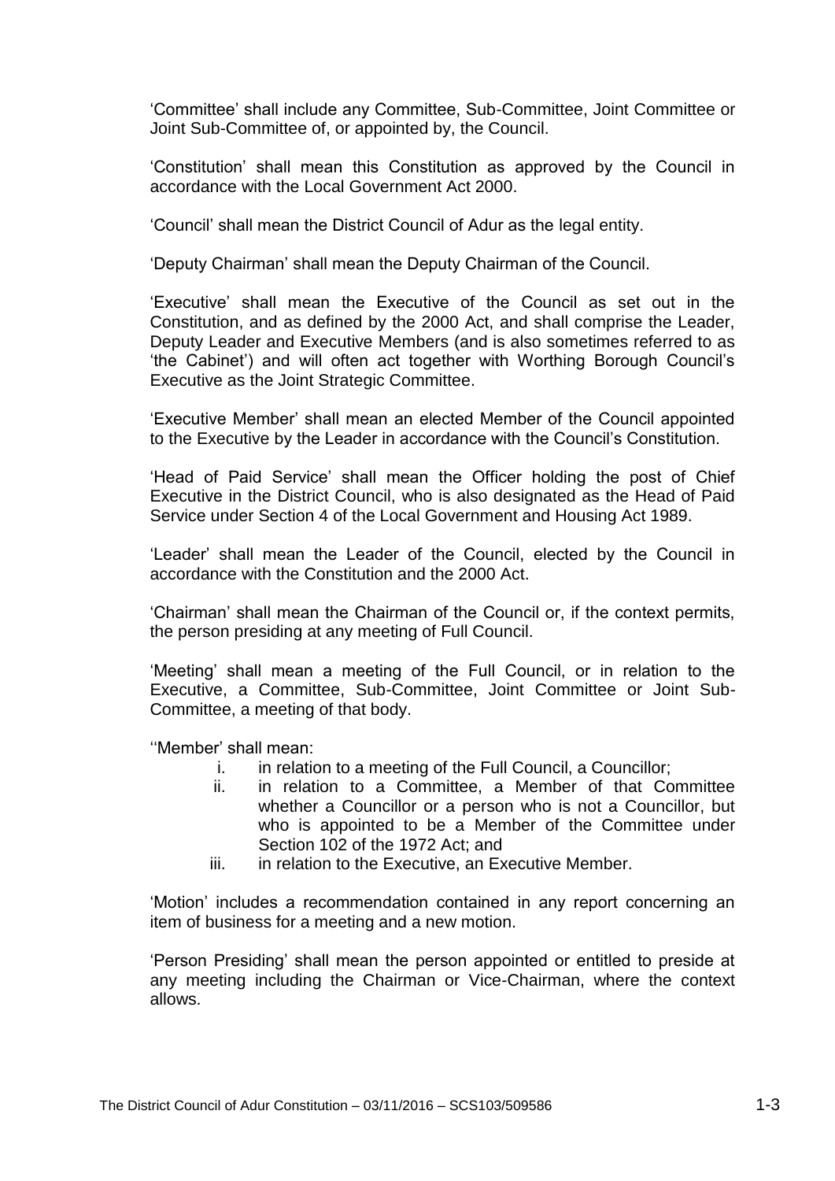'Committee' shall include any Committee, Sub-Committee, Joint Committee or Joint Sub-Committee of, or appointed by, the Council.

'Constitution' shall mean this Constitution as approved by the Council in accordance with the Local Government Act 2000.

'Council' shall mean the District Council of Adur as the legal entity.

'Deputy Chairman' shall mean the Deputy Chairman of the Council.

'Executive' shall mean the Executive of the Council as set out in the Constitution, and as defined by the 2000 Act, and shall comprise the Leader, Deputy Leader and Executive Members (and is also sometimes referred to as 'the Cabinet') and will often act together with Worthing Borough Council's Executive as the Joint Strategic Committee.

'Executive Member' shall mean an elected Member of the Council appointed to the Executive by the Leader in accordance with the Council's Constitution.

'Head of Paid Service' shall mean the Officer holding the post of Chief Executive in the District Council, who is also designated as the Head of Paid Service under Section 4 of the Local Government and Housing Act 1989.

'Leader' shall mean the Leader of the Council, elected by the Council in accordance with the Constitution and the 2000 Act.

'Chairman' shall mean the Chairman of the Council or, if the context permits, the person presiding at any meeting of Full Council.

'Meeting' shall mean a meeting of the Full Council, or in relation to the Executive, a Committee, Sub-Committee, Joint Committee or Joint Sub-Committee, a meeting of that body.

''Member' shall mean:

i. in relation to a meeting of the Full Council, a Councillor;
ii. in relation to a Committee, a Member of that Committee whether a Councillor or a person who is not a Councillor, but who is appointed to be a Member of the Committee under Section 102 of the 1972 Act; and
iii. in relation to the Executive, an Executive Member.

'Motion' includes a recommendation contained in any report concerning an item of business for a meeting and a new motion.

'Person Presiding' shall mean the person appointed or entitled to preside at any meeting including the Chairman or Vice-Chairman, where the context allows.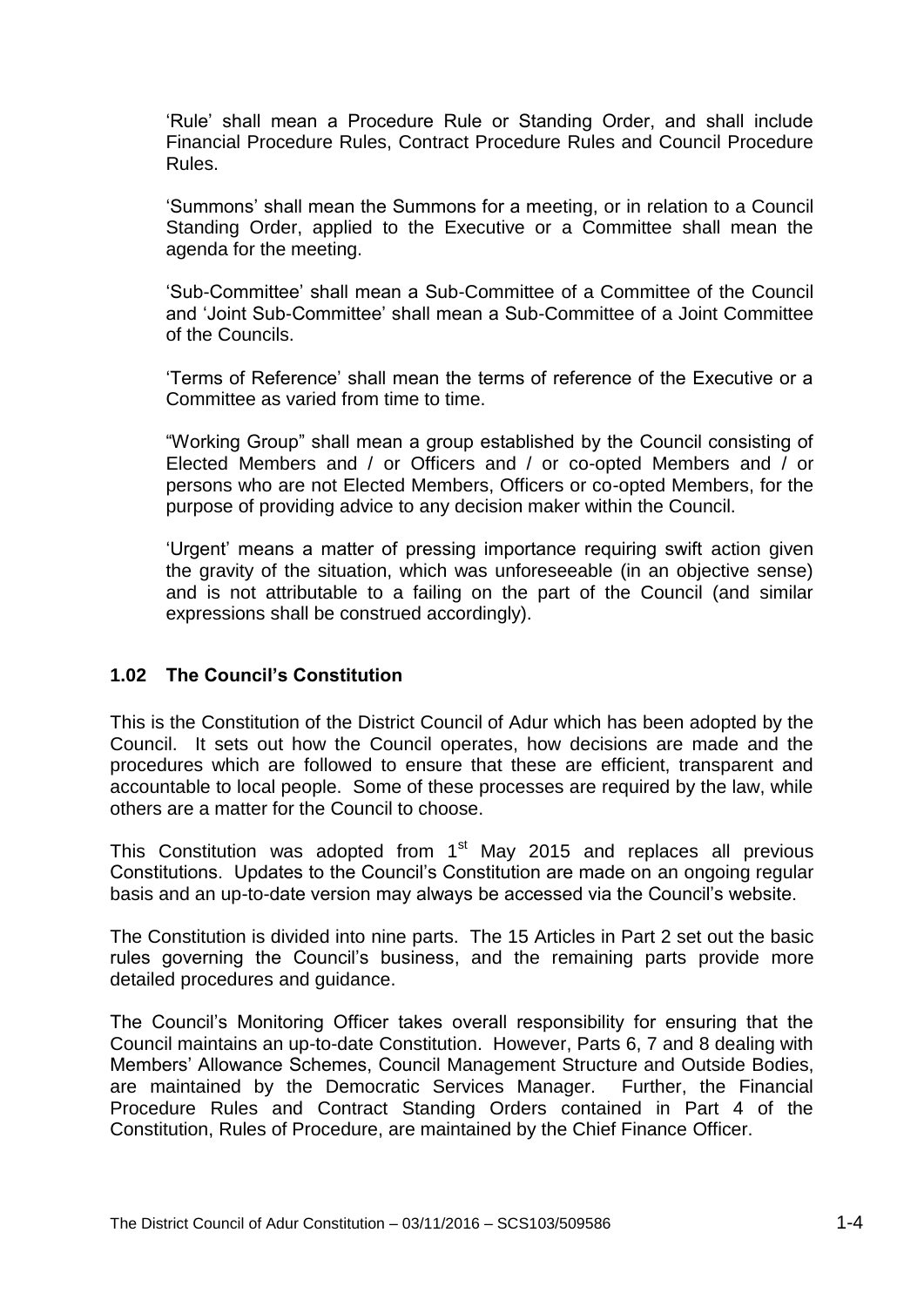'Rule' shall mean a Procedure Rule or Standing Order, and shall include Financial Procedure Rules, Contract Procedure Rules and Council Procedure Rules.

'Summons' shall mean the Summons for a meeting, or in relation to a Council Standing Order, applied to the Executive or a Committee shall mean the agenda for the meeting.

'Sub-Committee' shall mean a Sub-Committee of a Committee of the Council and 'Joint Sub-Committee' shall mean a Sub-Committee of a Joint Committee of the Councils.

'Terms of Reference' shall mean the terms of reference of the Executive or a Committee as varied from time to time.

"Working Group" shall mean a group established by the Council consisting of Elected Members and / or Officers and / or co-opted Members and / or persons who are not Elected Members, Officers or co-opted Members, for the purpose of providing advice to any decision maker within the Council.

'Urgent' means a matter of pressing importance requiring swift action given the gravity of the situation, which was unforeseeable (in an objective sense) and is not attributable to a failing on the part of the Council (and similar expressions shall be construed accordingly).

### 1.02 The Council's Constitution

This is the Constitution of the District Council of Adur which has been adopted by the Council. It sets out how the Council operates, how decisions are made and the procedures which are followed to ensure that these are efficient, transparent and accountable to local people. Some of these processes are required by the law, while others are a matter for the Council to choose.

This Constitution was adopted from 1st May 2015 and replaces all previous Constitutions. Updates to the Council's Constitution are made on an ongoing regular basis and an up-to-date version may always be accessed via the Council's website.

The Constitution is divided into nine parts. The 15 Articles in Part 2 set out the basic rules governing the Council's business, and the remaining parts provide more detailed procedures and guidance.

The Council's Monitoring Officer takes overall responsibility for ensuring that the Council maintains an up-to-date Constitution. However, Parts 6, 7 and 8 dealing with Members' Allowance Schemes, Council Management Structure and Outside Bodies, are maintained by the Democratic Services Manager. Further, the Financial Procedure Rules and Contract Standing Orders contained in Part 4 of the Constitution, Rules of Procedure, are maintained by the Chief Finance Officer.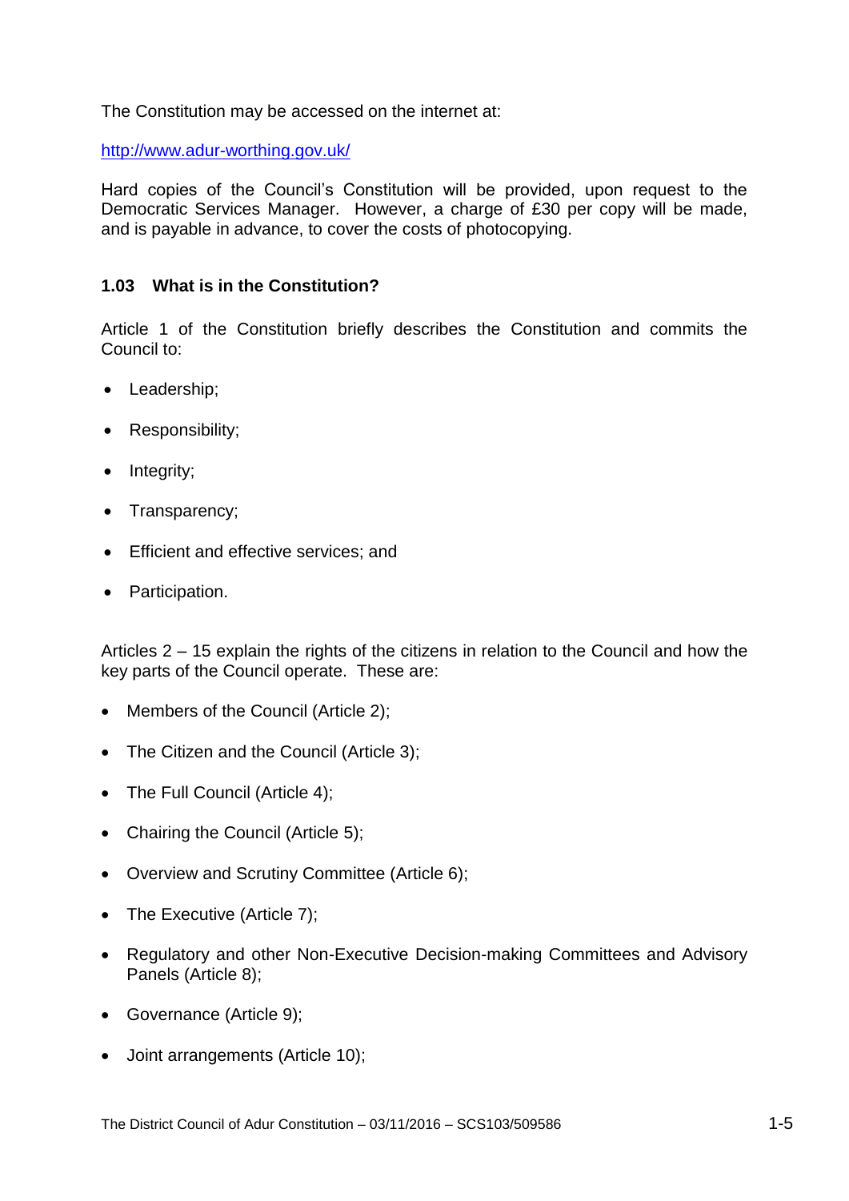The Constitution may be accessed on the internet at:

http://www.adur-worthing.gov.uk/

Hard copies of the Council's Constitution will be provided, upon request to the Democratic Services Manager. However, a charge of £30 per copy will be made, and is payable in advance, to cover the costs of photocopying.

### 1.03 What is in the Constitution?

Article 1 of the Constitution briefly describes the Constitution and commits the Council to:

- Leadership;
- Responsibility;
- Integrity;
- Transparency;
- Efficient and effective services; and
- Participation.

Articles 2 – 15 explain the rights of the citizens in relation to the Council and how the key parts of the Council operate. These are:

- Members of the Council (Article 2);
- The Citizen and the Council (Article 3);
- The Full Council (Article 4);
- Chairing the Council (Article 5);
- Overview and Scrutiny Committee (Article 6);
- The Executive (Article 7);
- Regulatory and other Non-Executive Decision-making Committees and Advisory Panels (Article 8);
- Governance (Article 9);
- Joint arrangements (Article 10);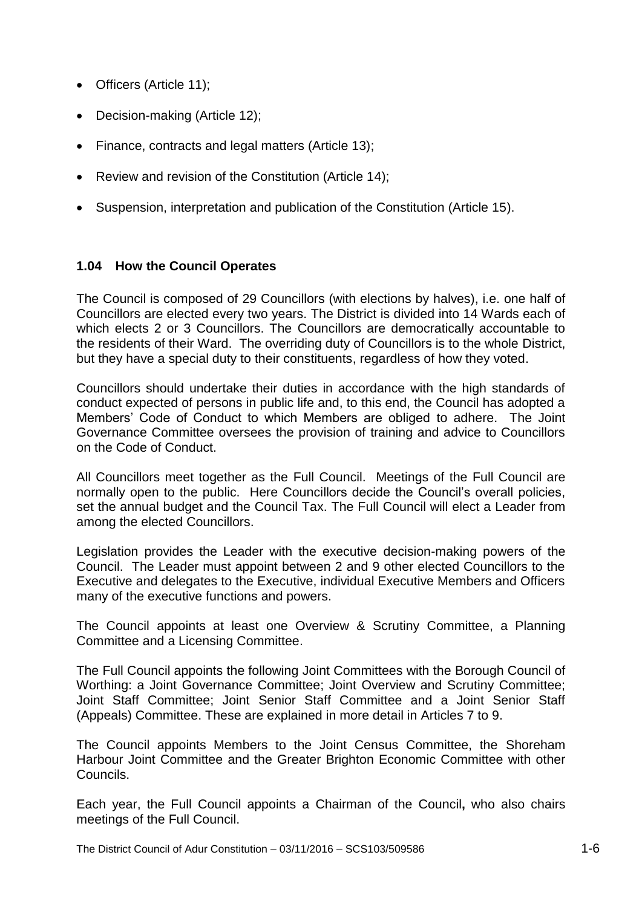- Officers (Article 11);
- Decision-making (Article 12);
- Finance, contracts and legal matters (Article 13);
- Review and revision of the Constitution (Article 14);
- Suspension, interpretation and publication of the Constitution (Article 15).

## 1.04 How the Council Operates

The Council is composed of 29 Councillors (with elections by halves), i.e. one half of Councillors are elected every two years. The District is divided into 14 Wards each of which elects 2 or 3 Councillors. The Councillors are democratically accountable to the residents of their Ward. The overriding duty of Councillors is to the whole District, but they have a special duty to their constituents, regardless of how they voted.

Councillors should undertake their duties in accordance with the high standards of conduct expected of persons in public life and, to this end, the Council has adopted a Members' Code of Conduct to which Members are obliged to adhere. The Joint Governance Committee oversees the provision of training and advice to Councillors on the Code of Conduct.

All Councillors meet together as the Full Council. Meetings of the Full Council are normally open to the public. Here Councillors decide the Council's overall policies, set the annual budget and the Council Tax. The Full Council will elect a Leader from among the elected Councillors.

Legislation provides the Leader with the executive decision-making powers of the Council. The Leader must appoint between 2 and 9 other elected Councillors to the Executive and delegates to the Executive, individual Executive Members and Officers many of the executive functions and powers.

The Council appoints at least one Overview & Scrutiny Committee, a Planning Committee and a Licensing Committee.

The Full Council appoints the following Joint Committees with the Borough Council of Worthing: a Joint Governance Committee; Joint Overview and Scrutiny Committee; Joint Staff Committee; Joint Senior Staff Committee and a Joint Senior Staff (Appeals) Committee. These are explained in more detail in Articles 7 to 9.

The Council appoints Members to the Joint Census Committee, the Shoreham Harbour Joint Committee and the Greater Brighton Economic Committee with other Councils.

Each year, the Full Council appoints a Chairman of the Council**,** who also chairs meetings of the Full Council.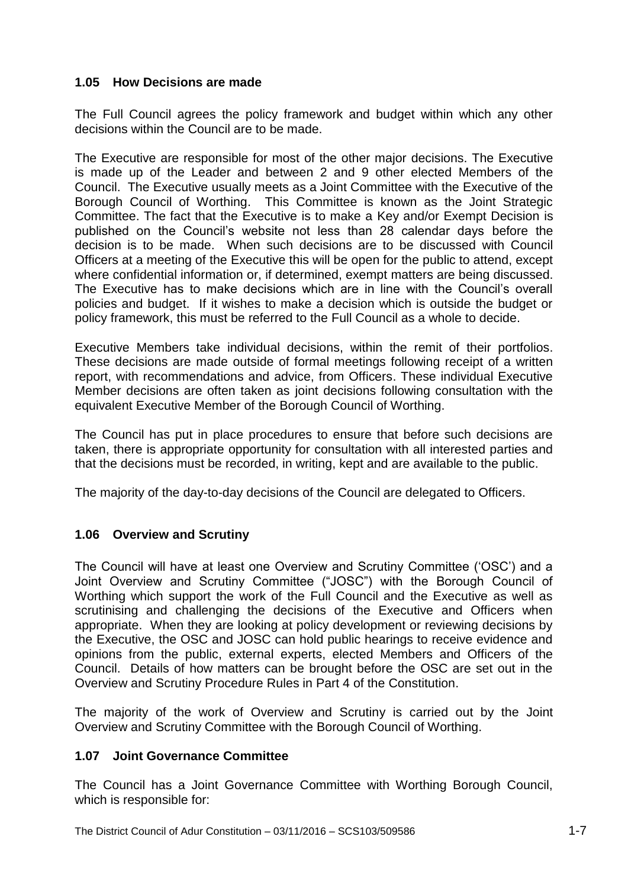### 1.05 How Decisions are made

The Full Council agrees the policy framework and budget within which any other decisions within the Council are to be made.

The Executive are responsible for most of the other major decisions. The Executive is made up of the Leader and between 2 and 9 other elected Members of the Council. The Executive usually meets as a Joint Committee with the Executive of the Borough Council of Worthing. This Committee is known as the Joint Strategic Committee. The fact that the Executive is to make a Key and/or Exempt Decision is published on the Council's website not less than 28 calendar days before the decision is to be made. When such decisions are to be discussed with Council Officers at a meeting of the Executive this will be open for the public to attend, except where confidential information or, if determined, exempt matters are being discussed. The Executive has to make decisions which are in line with the Council's overall policies and budget. If it wishes to make a decision which is outside the budget or policy framework, this must be referred to the Full Council as a whole to decide.

Executive Members take individual decisions, within the remit of their portfolios. These decisions are made outside of formal meetings following receipt of a written report, with recommendations and advice, from Officers. These individual Executive Member decisions are often taken as joint decisions following consultation with the equivalent Executive Member of the Borough Council of Worthing.

The Council has put in place procedures to ensure that before such decisions are taken, there is appropriate opportunity for consultation with all interested parties and that the decisions must be recorded, in writing, kept and are available to the public.

The majority of the day-to-day decisions of the Council are delegated to Officers.

### 1.06 Overview and Scrutiny

The Council will have at least one Overview and Scrutiny Committee ('OSC') and a Joint Overview and Scrutiny Committee ("JOSC") with the Borough Council of Worthing which support the work of the Full Council and the Executive as well as scrutinising and challenging the decisions of the Executive and Officers when appropriate. When they are looking at policy development or reviewing decisions by the Executive, the OSC and JOSC can hold public hearings to receive evidence and opinions from the public, external experts, elected Members and Officers of the Council. Details of how matters can be brought before the OSC are set out in the Overview and Scrutiny Procedure Rules in Part 4 of the Constitution.

The majority of the work of Overview and Scrutiny is carried out by the Joint Overview and Scrutiny Committee with the Borough Council of Worthing.

### 1.07 Joint Governance Committee

The Council has a Joint Governance Committee with Worthing Borough Council, which is responsible for: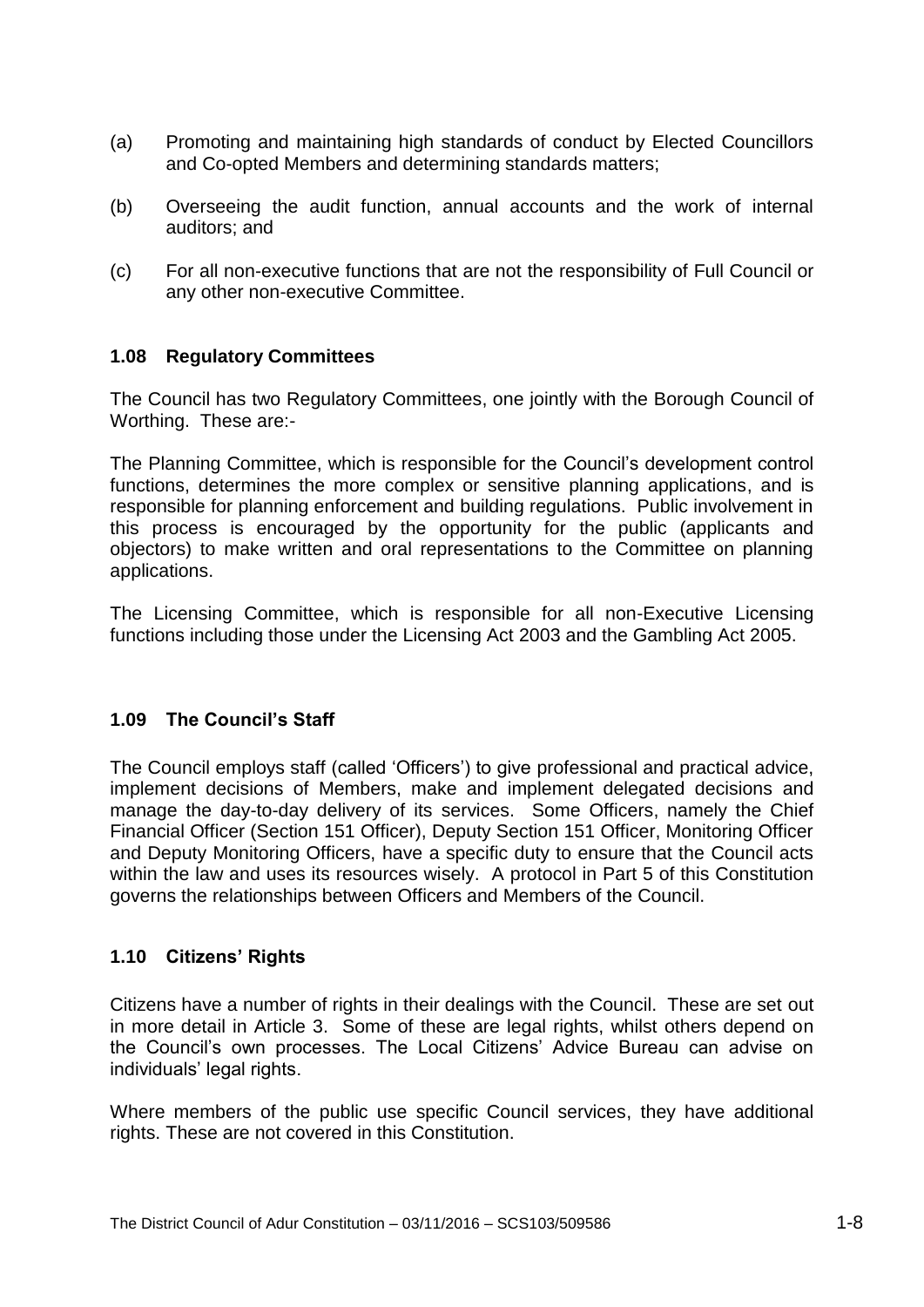(a) Promoting and maintaining high standards of conduct by Elected Councillors and Co-opted Members and determining standards matters;

(b) Overseeing the audit function, annual accounts and the work of internal auditors; and

(c) For all non-executive functions that are not the responsibility of Full Council or any other non-executive Committee.

### 1.08 Regulatory Committees

The Council has two Regulatory Committees, one jointly with the Borough Council of Worthing. These are:-

The Planning Committee, which is responsible for the Council's development control functions, determines the more complex or sensitive planning applications, and is responsible for planning enforcement and building regulations. Public involvement in this process is encouraged by the opportunity for the public (applicants and objectors) to make written and oral representations to the Committee on planning applications.

The Licensing Committee, which is responsible for all non-Executive Licensing functions including those under the Licensing Act 2003 and the Gambling Act 2005.

### 1.09 The Council's Staff

The Council employs staff (called 'Officers') to give professional and practical advice, implement decisions of Members, make and implement delegated decisions and manage the day-to-day delivery of its services. Some Officers, namely the Chief Financial Officer (Section 151 Officer), Deputy Section 151 Officer, Monitoring Officer and Deputy Monitoring Officers, have a specific duty to ensure that the Council acts within the law and uses its resources wisely. A protocol in Part 5 of this Constitution governs the relationships between Officers and Members of the Council.

### 1.10 Citizens' Rights

Citizens have a number of rights in their dealings with the Council. These are set out in more detail in Article 3. Some of these are legal rights, whilst others depend on the Council's own processes. The Local Citizens' Advice Bureau can advise on individuals' legal rights.

Where members of the public use specific Council services, they have additional rights. These are not covered in this Constitution.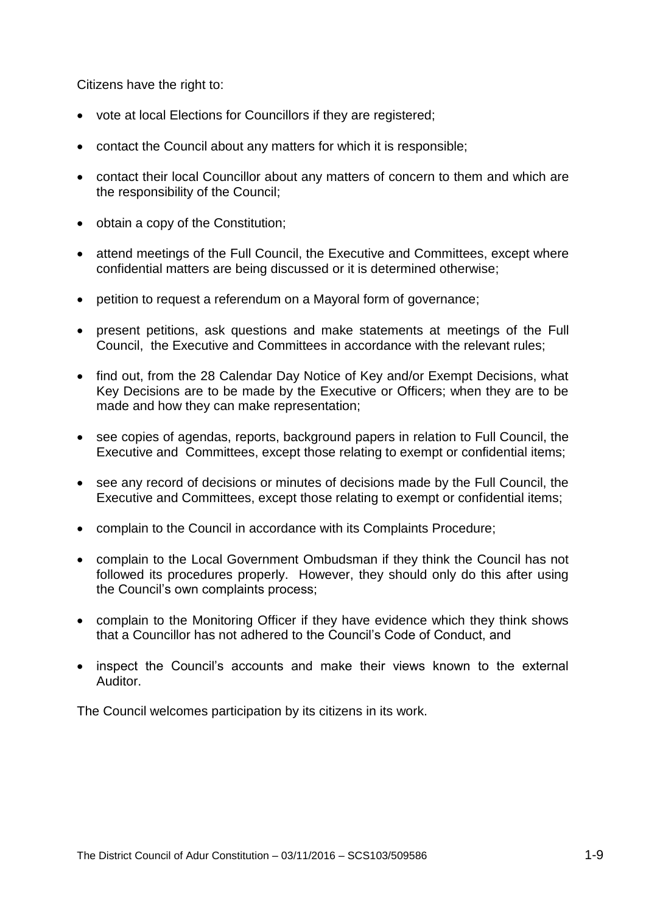Citizens have the right to:

- vote at local Elections for Councillors if they are registered;
- contact the Council about any matters for which it is responsible;
- contact their local Councillor about any matters of concern to them and which are the responsibility of the Council;
- obtain a copy of the Constitution;
- attend meetings of the Full Council, the Executive and Committees, except where confidential matters are being discussed or it is determined otherwise;
- petition to request a referendum on a Mayoral form of governance;
- present petitions, ask questions and make statements at meetings of the Full Council, the Executive and Committees in accordance with the relevant rules;
- find out, from the 28 Calendar Day Notice of Key and/or Exempt Decisions, what Key Decisions are to be made by the Executive or Officers; when they are to be made and how they can make representation;
- see copies of agendas, reports, background papers in relation to Full Council, the Executive and Committees, except those relating to exempt or confidential items;
- see any record of decisions or minutes of decisions made by the Full Council, the Executive and Committees, except those relating to exempt or confidential items;
- complain to the Council in accordance with its Complaints Procedure;
- complain to the Local Government Ombudsman if they think the Council has not followed its procedures properly. However, they should only do this after using the Council's own complaints process;
- complain to the Monitoring Officer if they have evidence which they think shows that a Councillor has not adhered to the Council's Code of Conduct, and
- inspect the Council's accounts and make their views known to the external Auditor.

The Council welcomes participation by its citizens in its work.